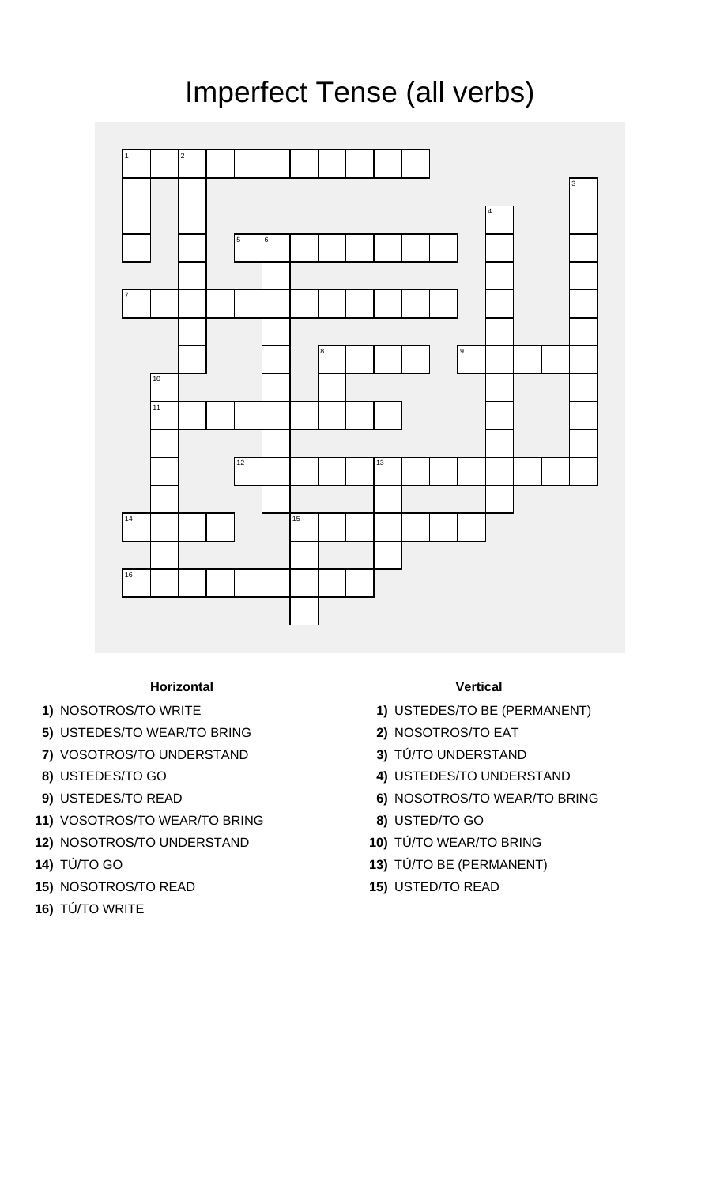# Imperfect Tense (all verbs)

**Horizontal**

1) NOSOTROS/TO WRITE
5) USTEDES/TO WEAR/TO BRING
7) VOSOTROS/TO UNDERSTAND
8) USTEDES/TO GO
9) USTEDES/TO READ
11) VOSOTROS/TO WEAR/TO BRING
12) NOSOTROS/TO UNDERSTAND
14) TÚ/TO GO
15) NOSOTROS/TO READ
16) TÚ/TO WRITE

**Vertical**

1) USTEDES/TO BE (PERMANENT)
2) NOSOTROS/TO EAT
3) TÚ/TO UNDERSTAND
4) USTEDES/TO UNDERSTAND
6) NOSOTROS/TO WEAR/TO BRING
8) USTED/TO GO
10) TÚ/TO WEAR/TO BRING
13) TÚ/TO BE (PERMANENT)
15) USTED/TO READ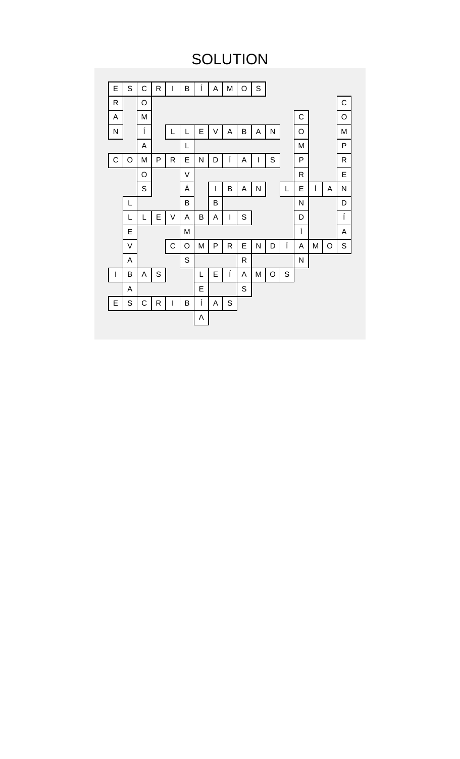# SOLUTION

| | | | | | | | | | | | | | | | | |
|---|---|---|---|---|---|---|---|---|---|---|---|---|---|---|---|---|
| E | S | C | R | I | B | Í | A | M | O | S | | | | | | |
| R | | O | | | | | | | | | | | | | | C |
| A | | M | | | | | | | | | | | C | | | O |
| N | | Í | | L | L | E | V | A | B | A | N | | O | | | M |
| | | A | | | L | | | | | | | | M | | | P |
| C | O | M | P | R | E | N | D | Í | A | I | S | | P | | | R |
| | | O | | | V | | | | | | | | R | | | E |
| | | S | | | Á | | I | B | A | N | | L | E | Í | A | N |
| | L | | | | B | | B | | | | | | N | | | D |
| | L | L | E | V | A | B | A | I | S | | | | D | | | Í |
| | E | | | | M | | | | | | | | Í | | | A |
| | V | | | C | O | M | P | R | E | N | D | Í | A | M | O | S |
| | A | | | | S | | | | R | | | | N | | | |
| I | B | A | S | | | L | E | Í | A | M | O | S | | | | |
| | A | | | | | E | | | S | | | | | | | |
| E | S | C | R | I | B | Í | A | S | | | | | | | | |
| | | | | | | A | | | | | | | | | | |